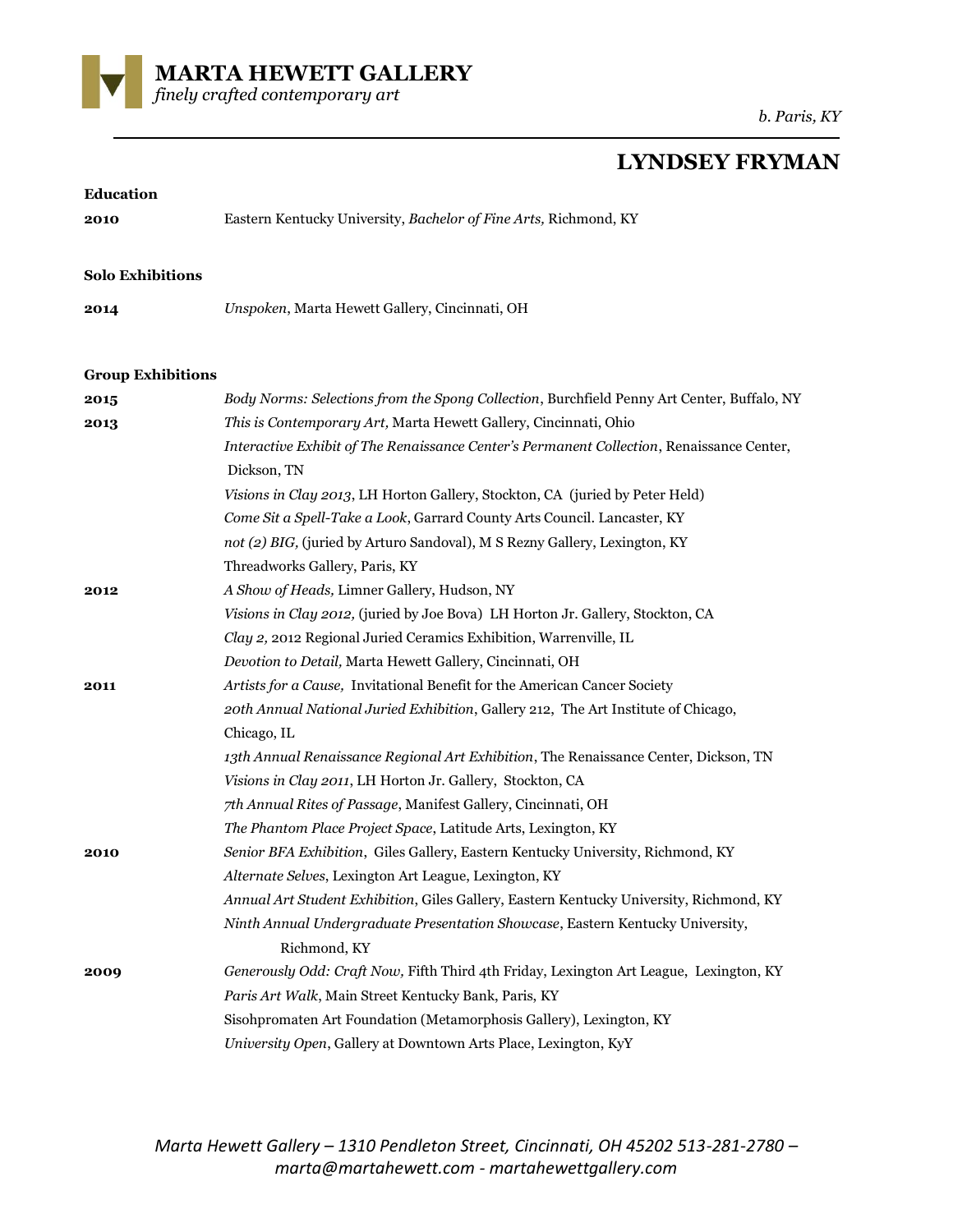# MARTA HEWETT GALLERY

*finely crafted contemporary art*

*b. Paris, KY*

## LYNDSEY FRYMAN

### Education

**2010** Eastern Kentucky University, *Bachelor of Fine Arts,* Richmond, KY

### Solo Exhibitions

**2014** *Unspoken*, Marta Hewett Gallery, Cincinnati, OH

### Group Exhibitions

**2015**
- *Body Norms: Selections from the Spong Collection*, Burchfield Penny Art Center, Buffalo, NY

**2013**
- *This is Contemporary Art,* Marta Hewett Gallery, Cincinnati, Ohio
- *Interactive Exhibit of The Renaissance Center's Permanent Collection*, Renaissance Center, Dickson, TN
- *Visions in Clay 2013*, LH Horton Gallery, Stockton, CA (juried by Peter Held)
- *Come Sit a Spell-Take a Look*, Garrard County Arts Council. Lancaster, KY
- *not (2) BIG,* (juried by Arturo Sandoval), M S Rezny Gallery, Lexington, KY
- Threadworks Gallery, Paris, KY

**2012**
- *A Show of Heads,* Limner Gallery, Hudson, NY
- *Visions in Clay 2012,* (juried by Joe Bova) LH Horton Jr. Gallery, Stockton, CA
- *Clay 2,* 2012 Regional Juried Ceramics Exhibition, Warrenville, IL
- *Devotion to Detail,* Marta Hewett Gallery, Cincinnati, OH

**2011**
- *Artists for a Cause,* Invitational Benefit for the American Cancer Society
- *20th Annual National Juried Exhibition*, Gallery 212, The Art Institute of Chicago, Chicago, IL
- *13th Annual Renaissance Regional Art Exhibition*, The Renaissance Center, Dickson, TN
- *Visions in Clay 2011*, LH Horton Jr. Gallery, Stockton, CA
- *7th Annual Rites of Passage*, Manifest Gallery, Cincinnati, OH
- *The Phantom Place Project Space*, Latitude Arts, Lexington, KY

**2010**
- *Senior BFA Exhibition*, Giles Gallery, Eastern Kentucky University, Richmond, KY
- *Alternate Selves*, Lexington Art League, Lexington, KY
- *Annual Art Student Exhibition*, Giles Gallery, Eastern Kentucky University, Richmond, KY
- *Ninth Annual Undergraduate Presentation Showcase*, Eastern Kentucky University, Richmond, KY

**2009**
- *Generously Odd: Craft Now,* Fifth Third 4th Friday, Lexington Art League, Lexington, KY
- *Paris Art Walk*, Main Street Kentucky Bank, Paris, KY
- Sisohpromaten Art Foundation (Metamorphosis Gallery), Lexington, KY
- *University Open*, Gallery at Downtown Arts Place, Lexington, KyY

*Marta Hewett Gallery – 1310 Pendleton Street, Cincinnati, OH 45202 513-281-2780 – marta@martahewett.com - martahewettgallery.com*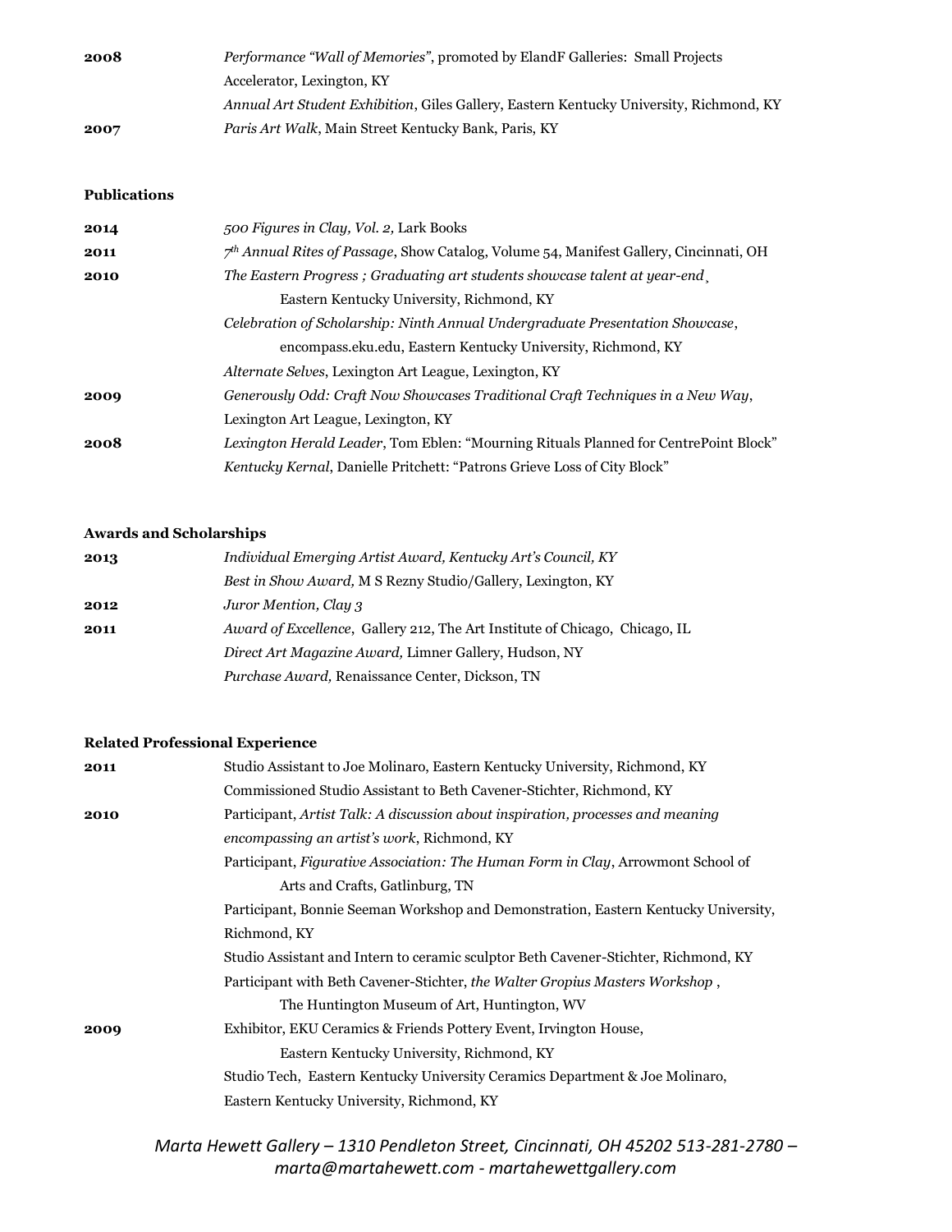| | |
|---|---|
| **2008** | *Performance "Wall of Memories"*, promoted by ElandF Galleries: Small Projects Accelerator, Lexington, KY |
| | *Annual Art Student Exhibition*, Giles Gallery, Eastern Kentucky University, Richmond, KY |
| **2007** | *Paris Art Walk*, Main Street Kentucky Bank, Paris, KY |

### Publications

| | |
|---|---|
| **2014** | *500 Figures in Clay, Vol. 2,* Lark Books |
| **2011** | *7th Annual Rites of Passage*, Show Catalog, Volume 54, Manifest Gallery, Cincinnati, OH |
| **2010** | *The Eastern Progress ; Graduating art students showcase talent at year-end¸* Eastern Kentucky University, Richmond, KY |
| | *Celebration of Scholarship: Ninth Annual Undergraduate Presentation Showcase*, encompass.eku.edu, Eastern Kentucky University, Richmond, KY |
| | *Alternate Selves*, Lexington Art League, Lexington, KY |
| **2009** | *Generously Odd: Craft Now Showcases Traditional Craft Techniques in a New Way*, Lexington Art League, Lexington, KY |
| **2008** | *Lexington Herald Leader*, Tom Eblen: "Mourning Rituals Planned for CentrePoint Block" |
| | *Kentucky Kernal*, Danielle Pritchett: "Patrons Grieve Loss of City Block" |

### Awards and Scholarships

| | |
|---|---|
| **2013** | *Individual Emerging Artist Award, Kentucky Art's Council, KY* |
| | *Best in Show Award,* M S Rezny Studio/Gallery, Lexington, KY |
| **2012** | *Juror Mention, Clay 3* |
| **2011** | *Award of Excellence*, Gallery 212, The Art Institute of Chicago, Chicago, IL |
| | *Direct Art Magazine Award,* Limner Gallery, Hudson, NY |
| | *Purchase Award,* Renaissance Center, Dickson, TN |

### Related Professional Experience

| | |
|---|---|
| **2011** | Studio Assistant to Joe Molinaro, Eastern Kentucky University, Richmond, KY |
| | Commissioned Studio Assistant to Beth Cavener-Stichter, Richmond, KY |
| **2010** | Participant, *Artist Talk: A discussion about inspiration, processes and meaning encompassing an artist's work*, Richmond, KY |
| | Participant, *Figurative Association: The Human Form in Clay*, Arrowmont School of Arts and Crafts, Gatlinburg, TN |
| | Participant, Bonnie Seeman Workshop and Demonstration, Eastern Kentucky University, Richmond, KY |
| | Studio Assistant and Intern to ceramic sculptor Beth Cavener-Stichter, Richmond, KY |
| | Participant with Beth Cavener-Stichter, *the Walter Gropius Masters Workshop* , The Huntington Museum of Art, Huntington, WV |
| **2009** | Exhibitor, EKU Ceramics & Friends Pottery Event, Irvington House, Eastern Kentucky University, Richmond, KY |
| | Studio Tech, Eastern Kentucky University Ceramics Department & Joe Molinaro, Eastern Kentucky University, Richmond, KY |

*Marta Hewett Gallery – 1310 Pendleton Street, Cincinnati, OH 45202 513-281-2780 – marta@martahewett.com - martahewettgallery.com*